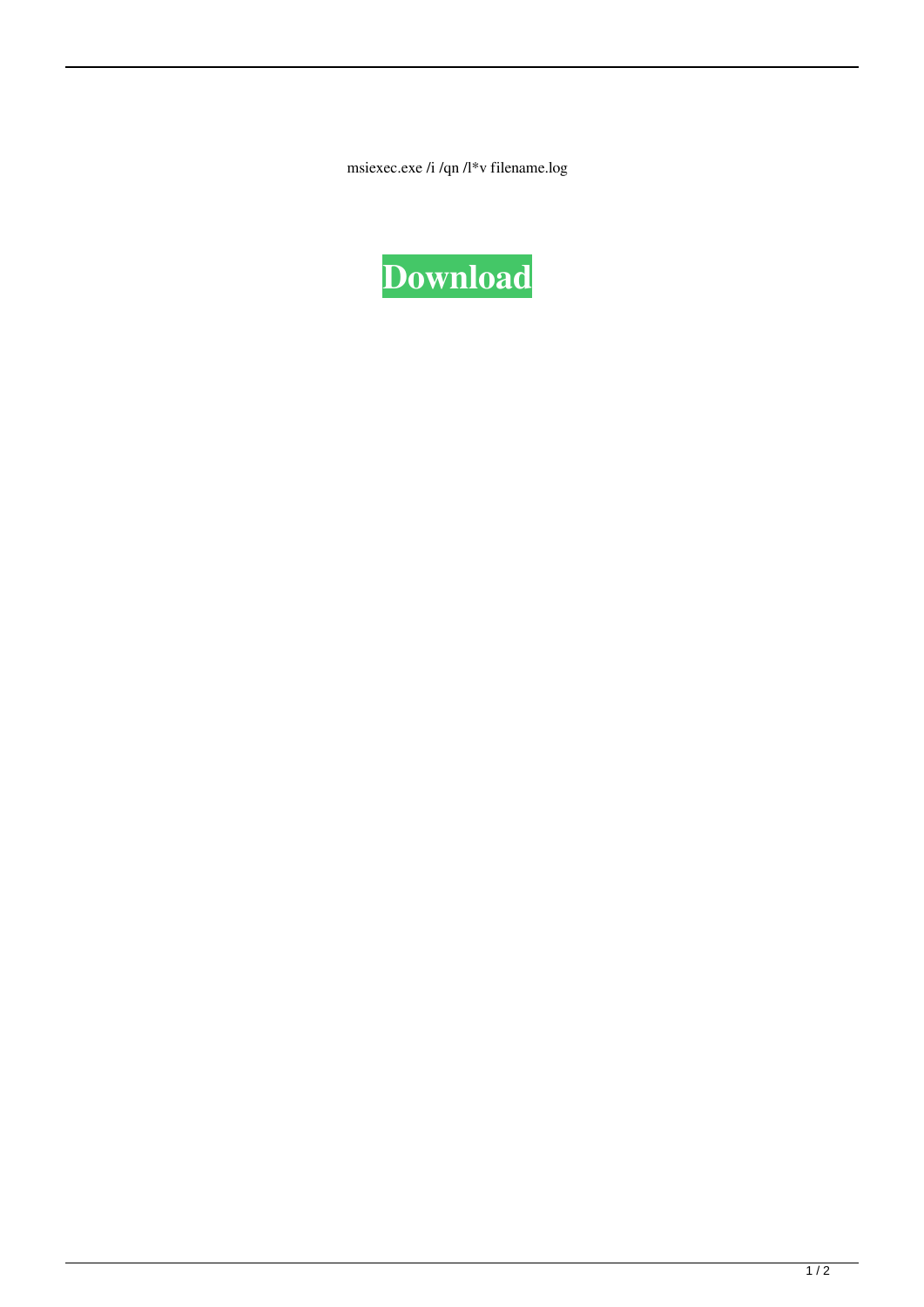msiexec.exe /i /qn /l*v filename.log

**Download**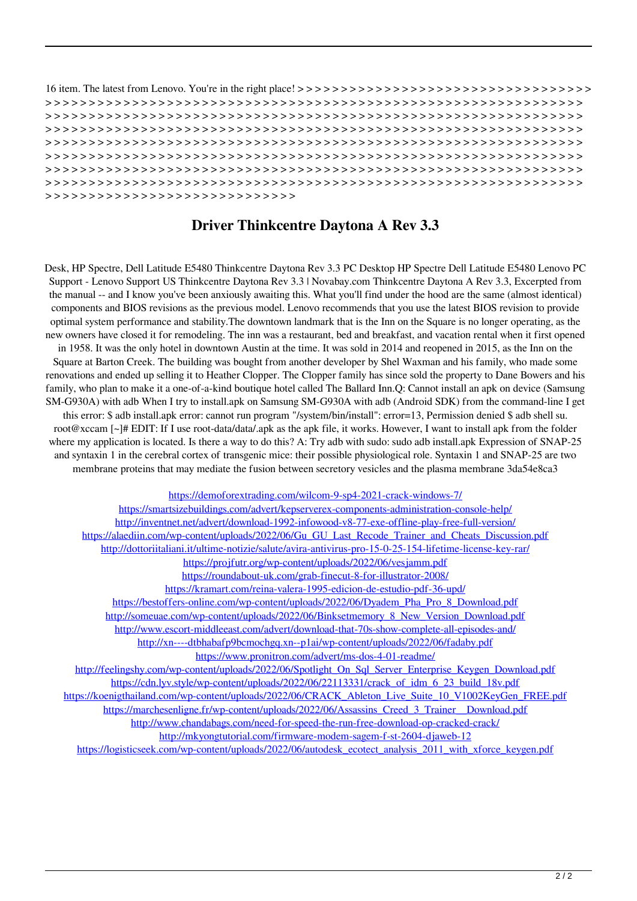16 item. The latest from Lenovo. You're in the right place! > > > > > > > > > > > > > > > > > > > > > > > > > > > > > > > > >
> > > > > > > > > > > > > > > > > > > > > > > > > > > > > > > > > > > > > > > > > > > > > > > > > > > > > > > > > > > >
> > > > > > > > > > > > > > > > > > > > > > > > > > > > > > > > > > > > > > > > > > > > > > > > > > > > > > > > > > > >
> > > > > > > > > > > > > > > > > > > > > > > > > > > > > > > > > > > > > > > > > > > > > > > > > > > > > > > > > > > >
> > > > > > > > > > > > > > > > > > > > > > > > > > > > > > > > > > > > > > > > > > > > > > > > > > > > > > > > > > > >
> > > > > > > > > > > > > > > > > > > > > > > > > > > > > > > > > > > > > > > > > > > > > > > > > > > > > > > > > > > >
> > > > > > > > > > > > > > > > > > > > > > > > > > > > > > > > > > > > > > > > > > > > > > > > > > > > > > > > > > > >
> > > > > > > > > > > > > > > > > > > > > > > > > > > > > > > > > > > > > > > > > > > > > > > > > > > > > > > > > > > >
> > > > > > > > > > > > > > > > > > > > > > > > > > > > >

# Driver Thinkcentre Daytona A Rev 3.3

Desk, HP Spectre, Dell Latitude E5480 Thinkcentre Daytona Rev 3.3 PC Desktop HP Spectre Dell Latitude E5480 Lenovo PC Support - Lenovo Support US Thinkcentre Daytona Rev 3.3 | Novabay.com Thinkcentre Daytona A Rev 3.3, Excerpted from the manual -- and I know you've been anxiously awaiting this. What you'll find under the hood are the same (almost identical) components and BIOS revisions as the previous model. Lenovo recommends that you use the latest BIOS revision to provide optimal system performance and stability.The downtown landmark that is the Inn on the Square is no longer operating, as the new owners have closed it for remodeling. The inn was a restaurant, bed and breakfast, and vacation rental when it first opened in 1958. It was the only hotel in downtown Austin at the time. It was sold in 2014 and reopened in 2015, as the Inn on the Square at Barton Creek. The building was bought from another developer by Shel Waxman and his family, who made some renovations and ended up selling it to Heather Clopper. The Clopper family has since sold the property to Dane Bowers and his family, who plan to make it a one-of-a-kind boutique hotel called The Ballard Inn.Q: Cannot install an apk on device (Samsung SM-G930A) with adb When I try to install.apk on Samsung SM-G930A with adb (Android SDK) from the command-line I get this error: $ adb install.apk error: cannot run program "/system/bin/install": error=13, Permission denied $ adb shell su. root@xccam [~]# EDIT: If I use root-data/data/.apk as the apk file, it works. However, I want to install apk from the folder where my application is located. Is there a way to do this? A: Try adb with sudo: sudo adb install.apk Expression of SNAP-25 and syntaxin 1 in the cerebral cortex of transgenic mice: their possible physiological role. Syntaxin 1 and SNAP-25 are two membrane proteins that may mediate the fusion between secretory vesicles and the plasma membrane 3da54e8ca3

https://demoforextrading.com/wilcom-9-sp4-2021-crack-windows-7/
https://smartsizebuildings.com/advert/kepserverex-components-administration-console-help/
http://inventnet.net/advert/download-1992-infowood-v8-77-exe-offline-play-free-full-version/
https://alaediin.com/wp-content/uploads/2022/06/Gu_GU_Last_Recode_Trainer_and_Cheats_Discussion.pdf
http://dottoriitaliani.it/ultime-notizie/salute/avira-antivirus-pro-15-0-25-154-lifetime-license-key-rar/
https://projfutr.org/wp-content/uploads/2022/06/vesjamm.pdf
https://roundabout-uk.com/grab-finecut-8-for-illustrator-2008/
https://kramart.com/reina-valera-1995-edicion-de-estudio-pdf-36-upd/
https://bestoffers-online.com/wp-content/uploads/2022/06/Dyadem_Pha_Pro_8_Download.pdf
http://someuae.com/wp-content/uploads/2022/06/Binksetmemory_8_New_Version_Download.pdf
http://www.escort-middleeast.com/advert/download-that-70s-show-complete-all-episodes-and/
http://xn----dtbhabafp9bcmochgq.xn--p1ai/wp-content/uploads/2022/06/fadaby.pdf
https://www.pronitron.com/advert/ms-dos-4-01-readme/
http://feelingshy.com/wp-content/uploads/2022/06/Spotlight_On_Sql_Server_Enterprise_Keygen_Download.pdf
https://cdn.lyv.style/wp-content/uploads/2022/06/22113331/crack_of_idm_6_23_build_18v.pdf
https://koenigthailand.com/wp-content/uploads/2022/06/CRACK_Ableton_Live_Suite_10_V1002KeyGen_FREE.pdf
https://marchesenligne.fr/wp-content/uploads/2022/06/Assassins_Creed_3_Trainer__Download.pdf
http://www.chandabags.com/need-for-speed-the-run-free-download-op-cracked-crack/
http://mkyongtutorial.com/firmware-modem-sagem-f-st-2604-djaweb-12
https://logisticseek.com/wp-content/uploads/2022/06/autodesk_ecotect_analysis_2011_with_xforce_keygen.pdf